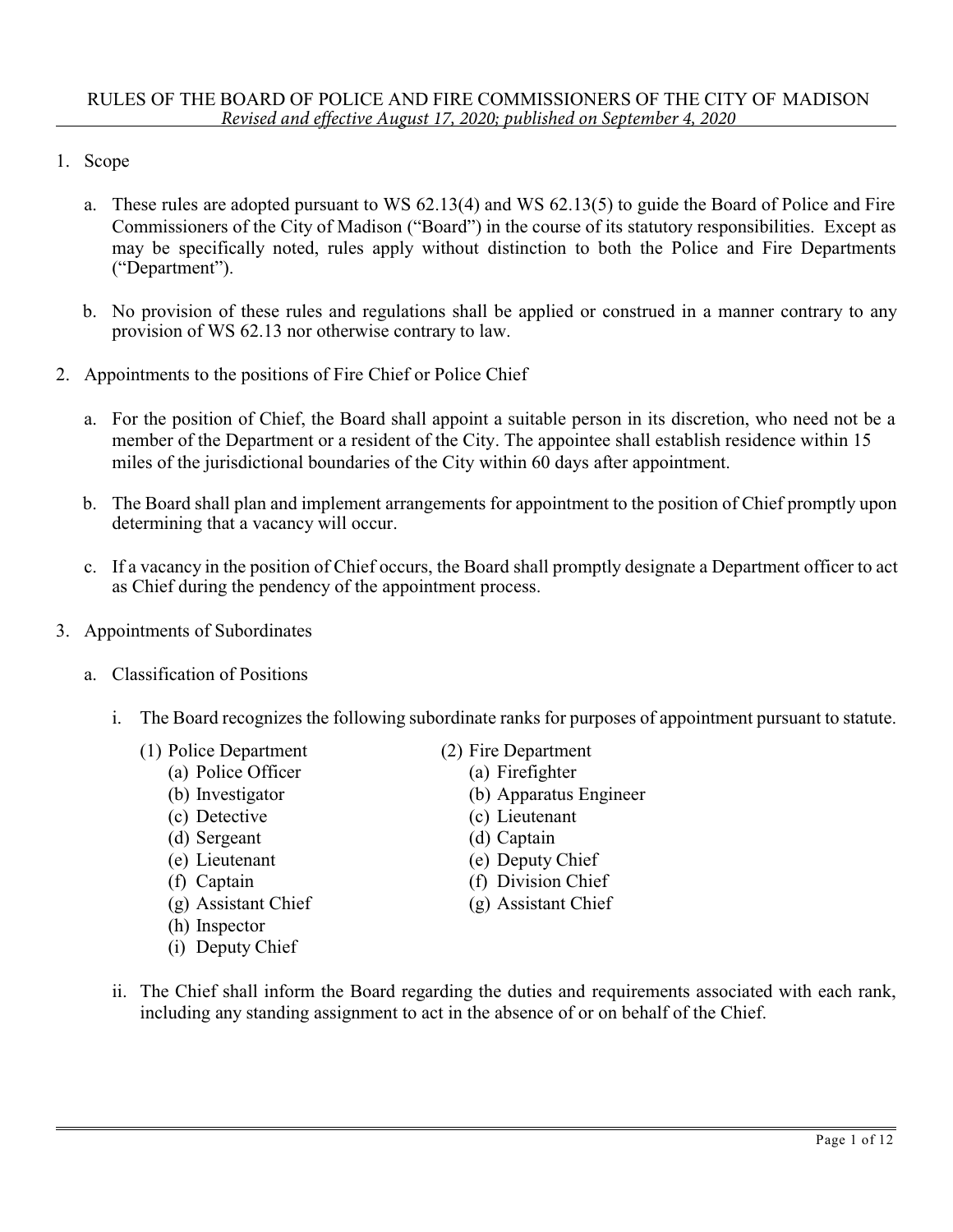# RULES OF THE BOARD OF POLICE AND FIRE COMMISSIONERS OF THE CITY OF MADISON

*Revised and effective August 17, 2020; published on September 4, 2020*

1. Scope

   a. These rules are adopted pursuant to WS 62.13(4) and WS 62.13(5) to guide the Board of Police and Fire Commissioners of the City of Madison ("Board") in the course of its statutory responsibilities. Except as may be specifically noted, rules apply without distinction to both the Police and Fire Departments ("Department").

   b. No provision of these rules and regulations shall be applied or construed in a manner contrary to any provision of WS 62.13 nor otherwise contrary to law.

2. Appointments to the positions of Fire Chief or Police Chief

   a. For the position of Chief, the Board shall appoint a suitable person in its discretion, who need not be a member of the Department or a resident of the City. The appointee shall establish residence within 15 miles of the jurisdictional boundaries of the City within 60 days after appointment.

   b. The Board shall plan and implement arrangements for appointment to the position of Chief promptly upon determining that a vacancy will occur.

   c. If a vacancy in the position of Chief occurs, the Board shall promptly designate a Department officer to act as Chief during the pendency of the appointment process.

3. Appointments of Subordinates

   a. Classification of Positions

      i. The Board recognizes the following subordinate ranks for purposes of appointment pursuant to statute.

         (1) Police Department
            - (a) Police Officer
            - (b) Investigator
            - (c) Detective
            - (d) Sergeant
            - (e) Lieutenant
            - (f) Captain
            - (g) Assistant Chief
            - (h) Inspector
            - (i) Deputy Chief

         (2) Fire Department
            - (a) Firefighter
            - (b) Apparatus Engineer
            - (c) Lieutenant
            - (d) Captain
            - (e) Deputy Chief
            - (f) Division Chief
            - (g) Assistant Chief

      ii. The Chief shall inform the Board regarding the duties and requirements associated with each rank, including any standing assignment to act in the absence of or on behalf of the Chief.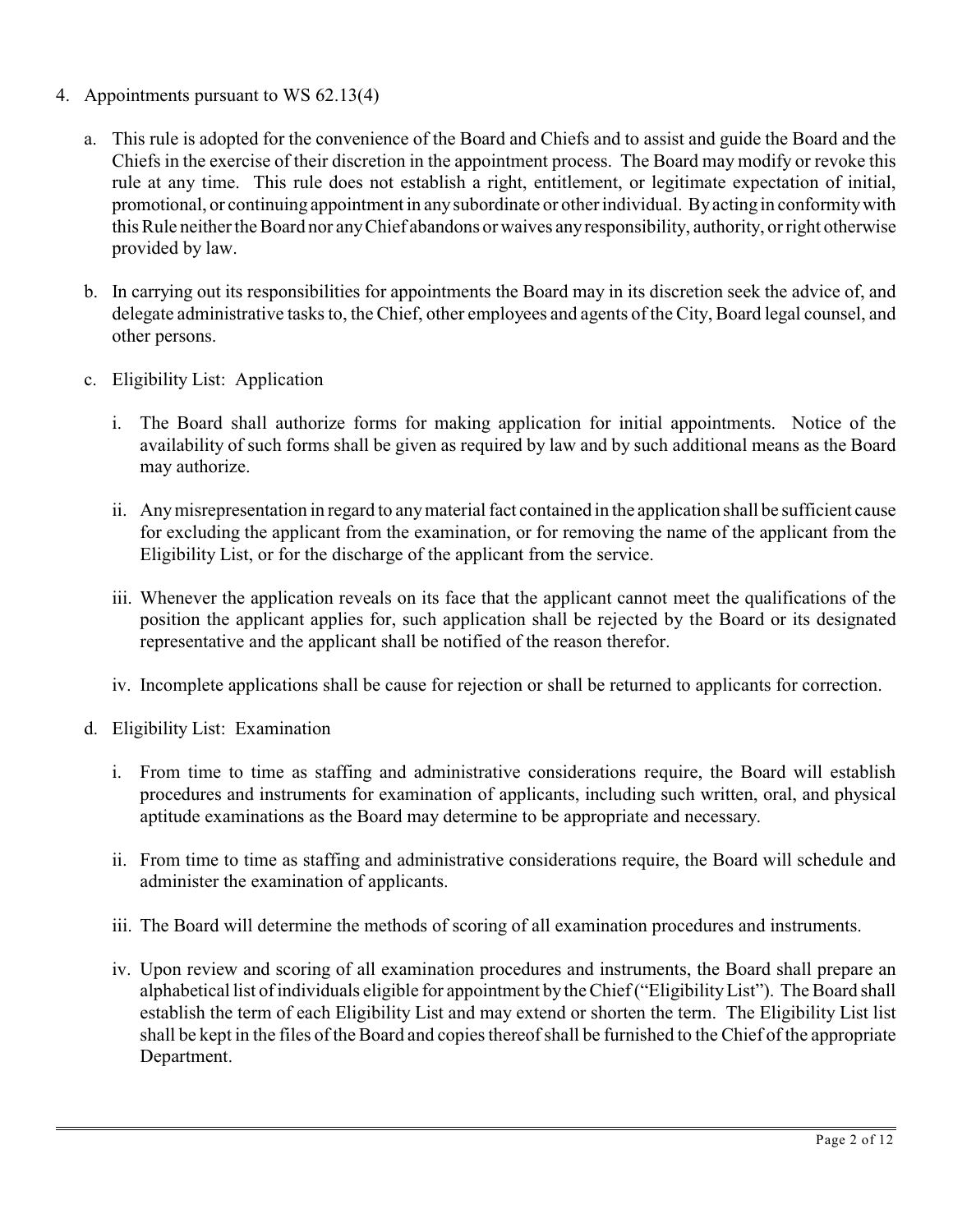4. Appointments pursuant to WS 62.13(4)

   a. This rule is adopted for the convenience of the Board and Chiefs and to assist and guide the Board and the Chiefs in the exercise of their discretion in the appointment process. The Board may modify or revoke this rule at any time. This rule does not establish a right, entitlement, or legitimate expectation of initial, promotional, or continuing appointment in any subordinate or other individual. By acting in conformity with this Rule neither the Board nor any Chief abandons or waives any responsibility, authority, or right otherwise provided by law.

   b. In carrying out its responsibilities for appointments the Board may in its discretion seek the advice of, and delegate administrative tasks to, the Chief, other employees and agents of the City, Board legal counsel, and other persons.

   c. Eligibility List: Application

      i. The Board shall authorize forms for making application for initial appointments. Notice of the availability of such forms shall be given as required by law and by such additional means as the Board may authorize.

      ii. Any misrepresentation in regard to any material fact contained in the application shall be sufficient cause for excluding the applicant from the examination, or for removing the name of the applicant from the Eligibility List, or for the discharge of the applicant from the service.

      iii. Whenever the application reveals on its face that the applicant cannot meet the qualifications of the position the applicant applies for, such application shall be rejected by the Board or its designated representative and the applicant shall be notified of the reason therefor.

      iv. Incomplete applications shall be cause for rejection or shall be returned to applicants for correction.

   d. Eligibility List: Examination

      i. From time to time as staffing and administrative considerations require, the Board will establish procedures and instruments for examination of applicants, including such written, oral, and physical aptitude examinations as the Board may determine to be appropriate and necessary.

      ii. From time to time as staffing and administrative considerations require, the Board will schedule and administer the examination of applicants.

      iii. The Board will determine the methods of scoring of all examination procedures and instruments.

      iv. Upon review and scoring of all examination procedures and instruments, the Board shall prepare an alphabetical list of individuals eligible for appointment by the Chief ("Eligibility List"). The Board shall establish the term of each Eligibility List and may extend or shorten the term. The Eligibility List list shall be kept in the files of the Board and copies thereof shall be furnished to the Chief of the appropriate Department.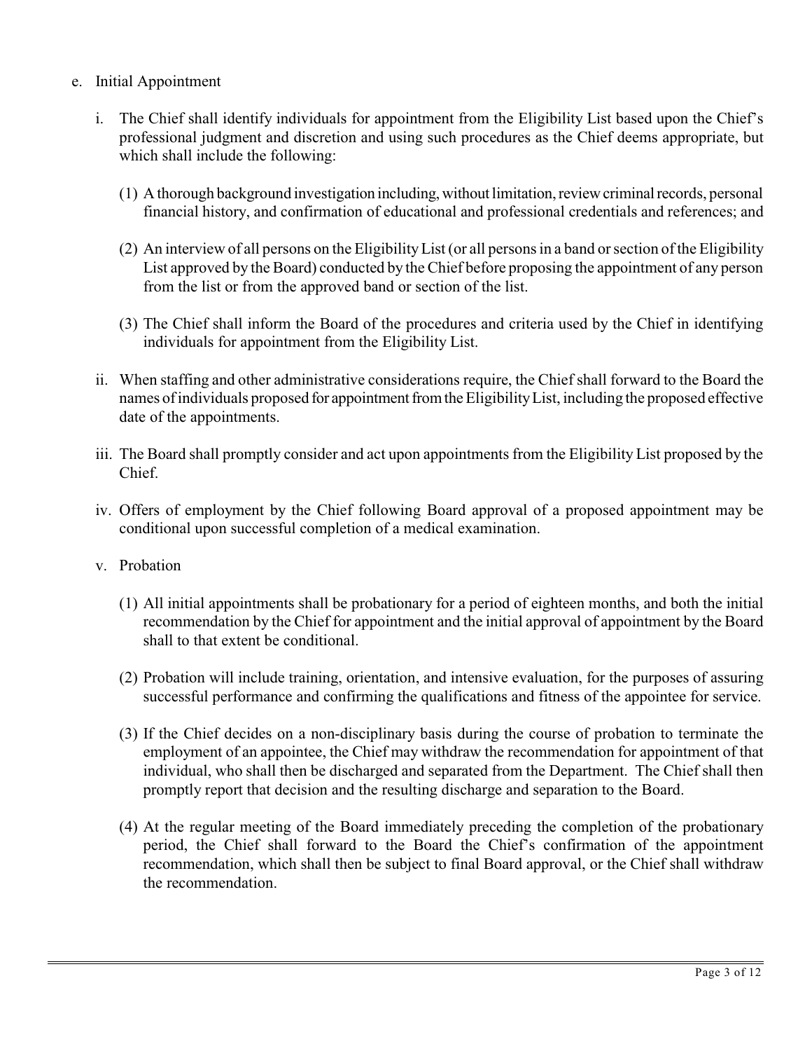e. Initial Appointment

   i. The Chief shall identify individuals for appointment from the Eligibility List based upon the Chief's professional judgment and discretion and using such procedures as the Chief deems appropriate, but which shall include the following:

      (1) A thorough background investigation including, without limitation, review criminal records, personal financial history, and confirmation of educational and professional credentials and references; and

      (2) An interview of all persons on the Eligibility List (or all persons in a band or section of the Eligibility List approved by the Board) conducted by the Chief before proposing the appointment of any person from the list or from the approved band or section of the list.

      (3) The Chief shall inform the Board of the procedures and criteria used by the Chief in identifying individuals for appointment from the Eligibility List.

   ii. When staffing and other administrative considerations require, the Chief shall forward to the Board the names of individuals proposed for appointment from the Eligibility List, including the proposed effective date of the appointments.

   iii. The Board shall promptly consider and act upon appointments from the Eligibility List proposed by the Chief.

   iv. Offers of employment by the Chief following Board approval of a proposed appointment may be conditional upon successful completion of a medical examination.

   v. Probation

      (1) All initial appointments shall be probationary for a period of eighteen months, and both the initial recommendation by the Chief for appointment and the initial approval of appointment by the Board shall to that extent be conditional.

      (2) Probation will include training, orientation, and intensive evaluation, for the purposes of assuring successful performance and confirming the qualifications and fitness of the appointee for service.

      (3) If the Chief decides on a non-disciplinary basis during the course of probation to terminate the employment of an appointee, the Chief may withdraw the recommendation for appointment of that individual, who shall then be discharged and separated from the Department. The Chief shall then promptly report that decision and the resulting discharge and separation to the Board.

      (4) At the regular meeting of the Board immediately preceding the completion of the probationary period, the Chief shall forward to the Board the Chief's confirmation of the appointment recommendation, which shall then be subject to final Board approval, or the Chief shall withdraw the recommendation.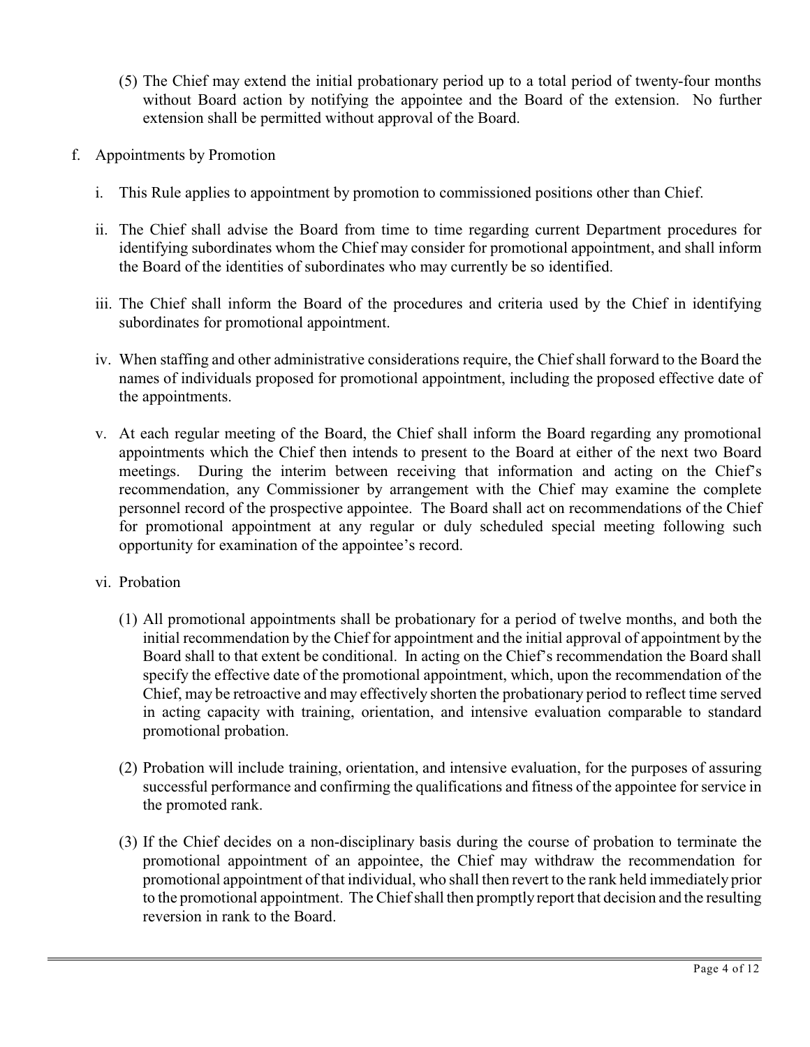(5) The Chief may extend the initial probationary period up to a total period of twenty-four months without Board action by notifying the appointee and the Board of the extension. No further extension shall be permitted without approval of the Board.

f. Appointments by Promotion

i. This Rule applies to appointment by promotion to commissioned positions other than Chief.

ii. The Chief shall advise the Board from time to time regarding current Department procedures for identifying subordinates whom the Chief may consider for promotional appointment, and shall inform the Board of the identities of subordinates who may currently be so identified.

iii. The Chief shall inform the Board of the procedures and criteria used by the Chief in identifying subordinates for promotional appointment.

iv. When staffing and other administrative considerations require, the Chief shall forward to the Board the names of individuals proposed for promotional appointment, including the proposed effective date of the appointments.

v. At each regular meeting of the Board, the Chief shall inform the Board regarding any promotional appointments which the Chief then intends to present to the Board at either of the next two Board meetings. During the interim between receiving that information and acting on the Chief's recommendation, any Commissioner by arrangement with the Chief may examine the complete personnel record of the prospective appointee. The Board shall act on recommendations of the Chief for promotional appointment at any regular or duly scheduled special meeting following such opportunity for examination of the appointee's record.

vi. Probation

(1) All promotional appointments shall be probationary for a period of twelve months, and both the initial recommendation by the Chief for appointment and the initial approval of appointment by the Board shall to that extent be conditional. In acting on the Chief's recommendation the Board shall specify the effective date of the promotional appointment, which, upon the recommendation of the Chief, may be retroactive and may effectively shorten the probationary period to reflect time served in acting capacity with training, orientation, and intensive evaluation comparable to standard promotional probation.

(2) Probation will include training, orientation, and intensive evaluation, for the purposes of assuring successful performance and confirming the qualifications and fitness of the appointee for service in the promoted rank.

(3) If the Chief decides on a non-disciplinary basis during the course of probation to terminate the promotional appointment of an appointee, the Chief may withdraw the recommendation for promotional appointment of that individual, who shall then revert to the rank held immediately prior to the promotional appointment. The Chief shall then promptly report that decision and the resulting reversion in rank to the Board.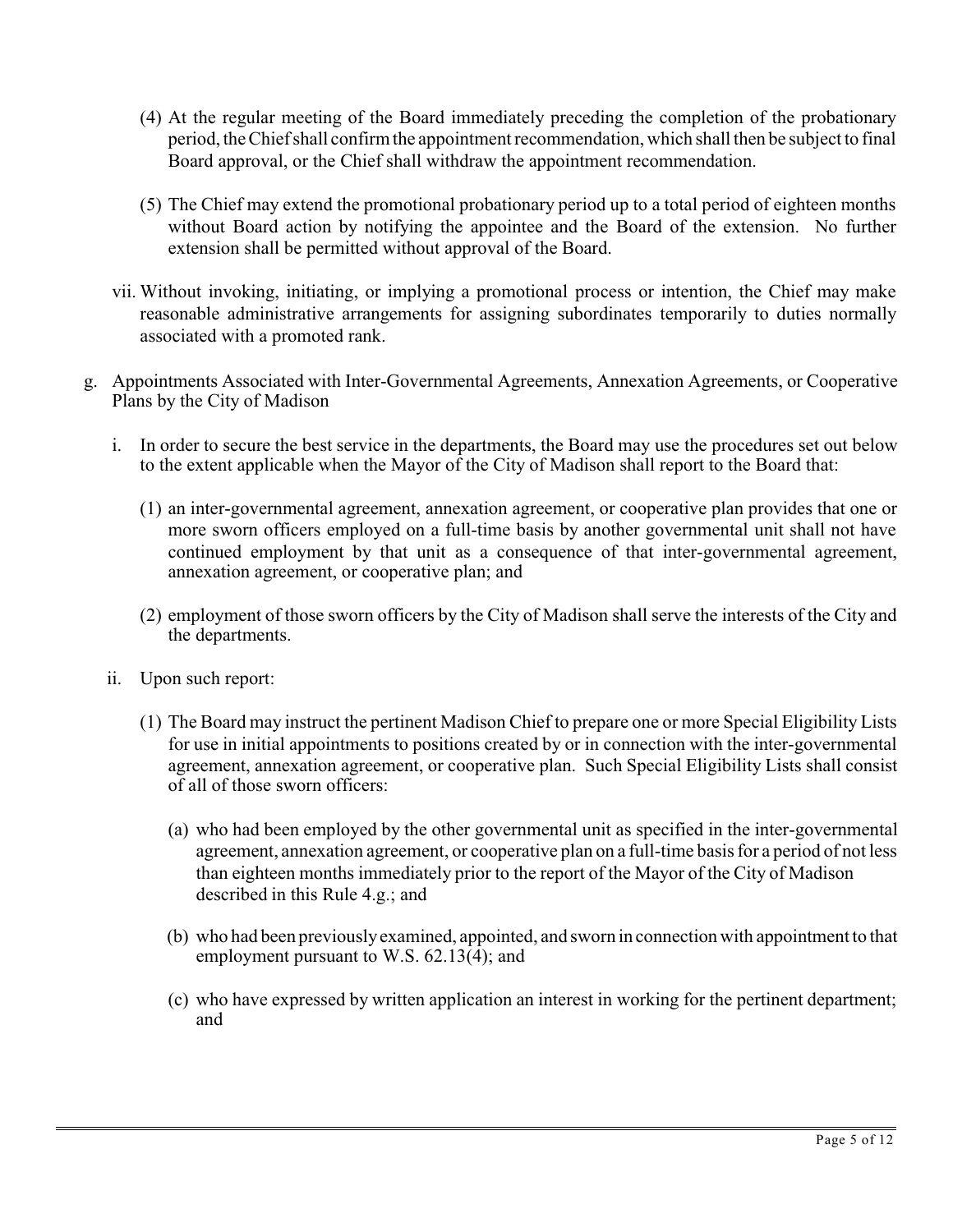(4) At the regular meeting of the Board immediately preceding the completion of the probationary period, the Chief shall confirm the appointment recommendation, which shall then be subject to final Board approval, or the Chief shall withdraw the appointment recommendation.

(5) The Chief may extend the promotional probationary period up to a total period of eighteen months without Board action by notifying the appointee and the Board of the extension. No further extension shall be permitted without approval of the Board.

vii. Without invoking, initiating, or implying a promotional process or intention, the Chief may make reasonable administrative arrangements for assigning subordinates temporarily to duties normally associated with a promoted rank.

g. Appointments Associated with Inter-Governmental Agreements, Annexation Agreements, or Cooperative Plans by the City of Madison

i. In order to secure the best service in the departments, the Board may use the procedures set out below to the extent applicable when the Mayor of the City of Madison shall report to the Board that:

(1) an inter-governmental agreement, annexation agreement, or cooperative plan provides that one or more sworn officers employed on a full-time basis by another governmental unit shall not have continued employment by that unit as a consequence of that inter-governmental agreement, annexation agreement, or cooperative plan; and

(2) employment of those sworn officers by the City of Madison shall serve the interests of the City and the departments.

ii. Upon such report:

(1) The Board may instruct the pertinent Madison Chief to prepare one or more Special Eligibility Lists for use in initial appointments to positions created by or in connection with the inter-governmental agreement, annexation agreement, or cooperative plan. Such Special Eligibility Lists shall consist of all of those sworn officers:

(a) who had been employed by the other governmental unit as specified in the inter-governmental agreement, annexation agreement, or cooperative plan on a full-time basis for a period of not less than eighteen months immediately prior to the report of the Mayor of the City of Madison described in this Rule 4.g.; and

(b) who had been previously examined, appointed, and sworn in connection with appointment to that employment pursuant to W.S. 62.13(4); and

(c) who have expressed by written application an interest in working for the pertinent department; and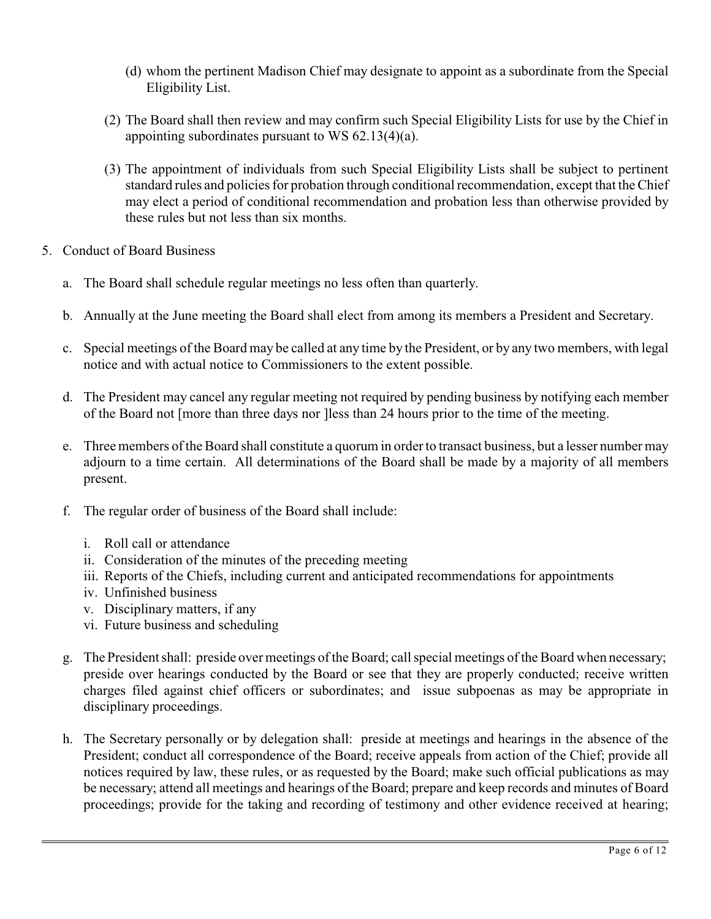(d) whom the pertinent Madison Chief may designate to appoint as a subordinate from the Special Eligibility List.

(2) The Board shall then review and may confirm such Special Eligibility Lists for use by the Chief in appointing subordinates pursuant to WS 62.13(4)(a).

(3) The appointment of individuals from such Special Eligibility Lists shall be subject to pertinent standard rules and policies for probation through conditional recommendation, except that the Chief may elect a period of conditional recommendation and probation less than otherwise provided by these rules but not less than six months.

5. Conduct of Board Business

   a. The Board shall schedule regular meetings no less often than quarterly.

   b. Annually at the June meeting the Board shall elect from among its members a President and Secretary.

   c. Special meetings of the Board may be called at any time by the President, or by any two members, with legal notice and with actual notice to Commissioners to the extent possible.

   d. The President may cancel any regular meeting not required by pending business by notifying each member of the Board not [more than three days nor ]less than 24 hours prior to the time of the meeting.

   e. Three members of the Board shall constitute a quorum in order to transact business, but a lesser number may adjourn to a time certain. All determinations of the Board shall be made by a majority of all members present.

   f. The regular order of business of the Board shall include:

      i. Roll call or attendance
      ii. Consideration of the minutes of the preceding meeting
      iii. Reports of the Chiefs, including current and anticipated recommendations for appointments
      iv. Unfinished business
      v. Disciplinary matters, if any
      vi. Future business and scheduling

   g. The President shall: preside over meetings of the Board; call special meetings of the Board when necessary; preside over hearings conducted by the Board or see that they are properly conducted; receive written charges filed against chief officers or subordinates; and issue subpoenas as may be appropriate in disciplinary proceedings.

   h. The Secretary personally or by delegation shall: preside at meetings and hearings in the absence of the President; conduct all correspondence of the Board; receive appeals from action of the Chief; provide all notices required by law, these rules, or as requested by the Board; make such official publications as may be necessary; attend all meetings and hearings of the Board; prepare and keep records and minutes of Board proceedings; provide for the taking and recording of testimony and other evidence received at hearing;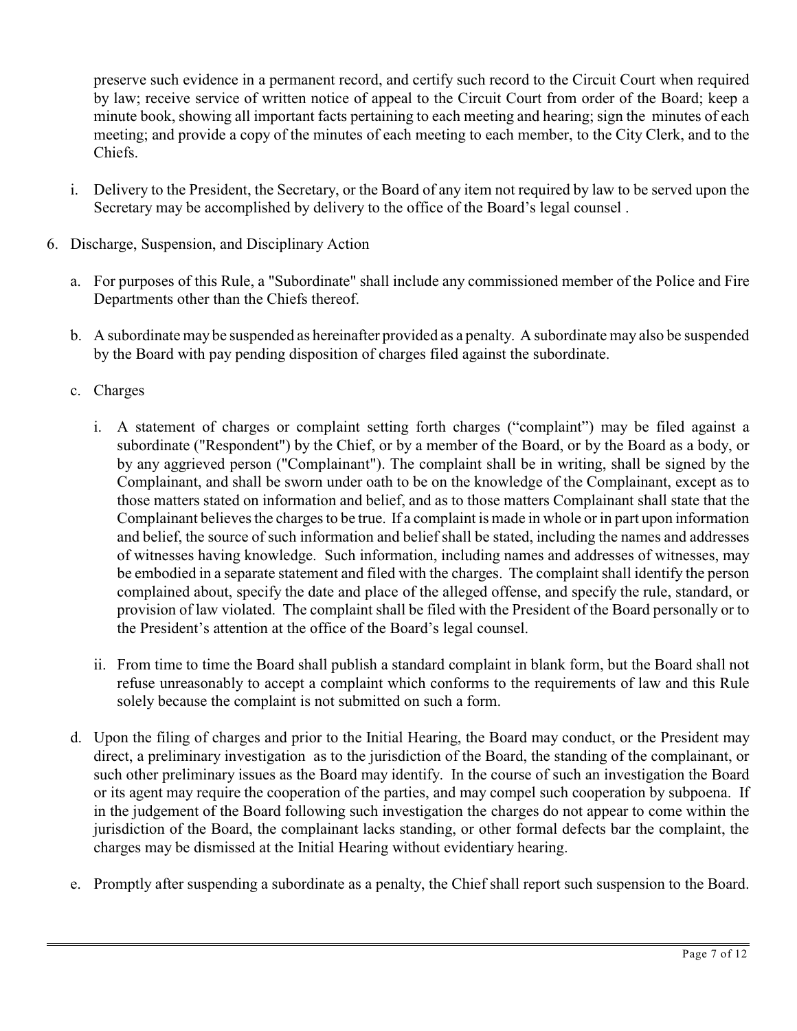preserve such evidence in a permanent record, and certify such record to the Circuit Court when required by law; receive service of written notice of appeal to the Circuit Court from order of the Board; keep a minute book, showing all important facts pertaining to each meeting and hearing; sign the minutes of each meeting; and provide a copy of the minutes of each meeting to each member, to the City Clerk, and to the Chiefs.

i. Delivery to the President, the Secretary, or the Board of any item not required by law to be served upon the Secretary may be accomplished by delivery to the office of the Board's legal counsel .

6. Discharge, Suspension, and Disciplinary Action

   a. For purposes of this Rule, a "Subordinate" shall include any commissioned member of the Police and Fire Departments other than the Chiefs thereof.

   b. A subordinate may be suspended as hereinafter provided as a penalty. A subordinate may also be suspended by the Board with pay pending disposition of charges filed against the subordinate.

   c. Charges

      i. A statement of charges or complaint setting forth charges ("complaint") may be filed against a subordinate ("Respondent") by the Chief, or by a member of the Board, or by the Board as a body, or by any aggrieved person ("Complainant"). The complaint shall be in writing, shall be signed by the Complainant, and shall be sworn under oath to be on the knowledge of the Complainant, except as to those matters stated on information and belief, and as to those matters Complainant shall state that the Complainant believes the charges to be true. If a complaint is made in whole or in part upon information and belief, the source of such information and belief shall be stated, including the names and addresses of witnesses having knowledge. Such information, including names and addresses of witnesses, may be embodied in a separate statement and filed with the charges. The complaint shall identify the person complained about, specify the date and place of the alleged offense, and specify the rule, standard, or provision of law violated. The complaint shall be filed with the President of the Board personally or to the President's attention at the office of the Board's legal counsel.

      ii. From time to time the Board shall publish a standard complaint in blank form, but the Board shall not refuse unreasonably to accept a complaint which conforms to the requirements of law and this Rule solely because the complaint is not submitted on such a form.

   d. Upon the filing of charges and prior to the Initial Hearing, the Board may conduct, or the President may direct, a preliminary investigation as to the jurisdiction of the Board, the standing of the complainant, or such other preliminary issues as the Board may identify. In the course of such an investigation the Board or its agent may require the cooperation of the parties, and may compel such cooperation by subpoena. If in the judgement of the Board following such investigation the charges do not appear to come within the jurisdiction of the Board, the complainant lacks standing, or other formal defects bar the complaint, the charges may be dismissed at the Initial Hearing without evidentiary hearing.

   e. Promptly after suspending a subordinate as a penalty, the Chief shall report such suspension to the Board.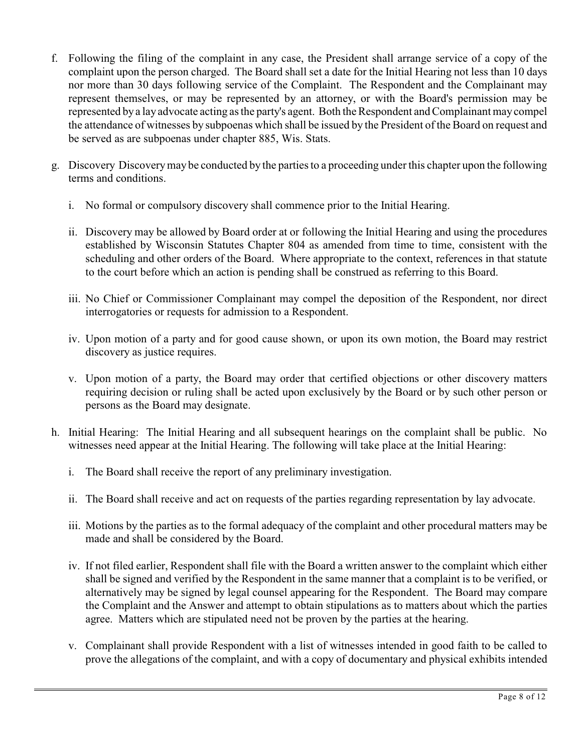f. Following the filing of the complaint in any case, the President shall arrange service of a copy of the complaint upon the person charged. The Board shall set a date for the Initial Hearing not less than 10 days nor more than 30 days following service of the Complaint. The Respondent and the Complainant may represent themselves, or may be represented by an attorney, or with the Board's permission may be represented by a lay advocate acting as the party's agent. Both the Respondent and Complainant may compel the attendance of witnesses by subpoenas which shall be issued by the President of the Board on request and be served as are subpoenas under chapter 885, Wis. Stats.

g. Discovery Discovery may be conducted by the parties to a proceeding under this chapter upon the following terms and conditions.

   i. No formal or compulsory discovery shall commence prior to the Initial Hearing.

   ii. Discovery may be allowed by Board order at or following the Initial Hearing and using the procedures established by Wisconsin Statutes Chapter 804 as amended from time to time, consistent with the scheduling and other orders of the Board. Where appropriate to the context, references in that statute to the court before which an action is pending shall be construed as referring to this Board.

   iii. No Chief or Commissioner Complainant may compel the deposition of the Respondent, nor direct interrogatories or requests for admission to a Respondent.

   iv. Upon motion of a party and for good cause shown, or upon its own motion, the Board may restrict discovery as justice requires.

   v. Upon motion of a party, the Board may order that certified objections or other discovery matters requiring decision or ruling shall be acted upon exclusively by the Board or by such other person or persons as the Board may designate.

h. Initial Hearing: The Initial Hearing and all subsequent hearings on the complaint shall be public. No witnesses need appear at the Initial Hearing. The following will take place at the Initial Hearing:

   i. The Board shall receive the report of any preliminary investigation.

   ii. The Board shall receive and act on requests of the parties regarding representation by lay advocate.

   iii. Motions by the parties as to the formal adequacy of the complaint and other procedural matters may be made and shall be considered by the Board.

   iv. If not filed earlier, Respondent shall file with the Board a written answer to the complaint which either shall be signed and verified by the Respondent in the same manner that a complaint is to be verified, or alternatively may be signed by legal counsel appearing for the Respondent. The Board may compare the Complaint and the Answer and attempt to obtain stipulations as to matters about which the parties agree. Matters which are stipulated need not be proven by the parties at the hearing.

   v. Complainant shall provide Respondent with a list of witnesses intended in good faith to be called to prove the allegations of the complaint, and with a copy of documentary and physical exhibits intended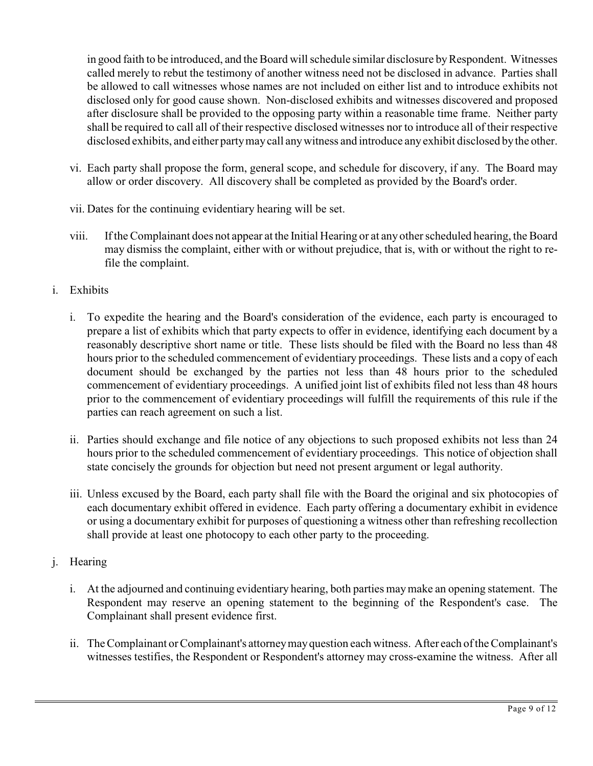in good faith to be introduced, and the Board will schedule similar disclosure by Respondent. Witnesses called merely to rebut the testimony of another witness need not be disclosed in advance. Parties shall be allowed to call witnesses whose names are not included on either list and to introduce exhibits not disclosed only for good cause shown. Non-disclosed exhibits and witnesses discovered and proposed after disclosure shall be provided to the opposing party within a reasonable time frame. Neither party shall be required to call all of their respective disclosed witnesses nor to introduce all of their respective disclosed exhibits, and either party may call any witness and introduce any exhibit disclosed by the other.

vi. Each party shall propose the form, general scope, and schedule for discovery, if any. The Board may allow or order discovery. All discovery shall be completed as provided by the Board's order.

vii. Dates for the continuing evidentiary hearing will be set.

viii. If the Complainant does not appear at the Initial Hearing or at any other scheduled hearing, the Board may dismiss the complaint, either with or without prejudice, that is, with or without the right to re-file the complaint.

i. Exhibits

i. To expedite the hearing and the Board's consideration of the evidence, each party is encouraged to prepare a list of exhibits which that party expects to offer in evidence, identifying each document by a reasonably descriptive short name or title. These lists should be filed with the Board no less than 48 hours prior to the scheduled commencement of evidentiary proceedings. These lists and a copy of each document should be exchanged by the parties not less than 48 hours prior to the scheduled commencement of evidentiary proceedings. A unified joint list of exhibits filed not less than 48 hours prior to the commencement of evidentiary proceedings will fulfill the requirements of this rule if the parties can reach agreement on such a list.

ii. Parties should exchange and file notice of any objections to such proposed exhibits not less than 24 hours prior to the scheduled commencement of evidentiary proceedings. This notice of objection shall state concisely the grounds for objection but need not present argument or legal authority.

iii. Unless excused by the Board, each party shall file with the Board the original and six photocopies of each documentary exhibit offered in evidence. Each party offering a documentary exhibit in evidence or using a documentary exhibit for purposes of questioning a witness other than refreshing recollection shall provide at least one photocopy to each other party to the proceeding.

j. Hearing

i. At the adjourned and continuing evidentiary hearing, both parties may make an opening statement. The Respondent may reserve an opening statement to the beginning of the Respondent's case. The Complainant shall present evidence first.

ii. The Complainant or Complainant's attorney may question each witness. After each of the Complainant's witnesses testifies, the Respondent or Respondent's attorney may cross-examine the witness. After all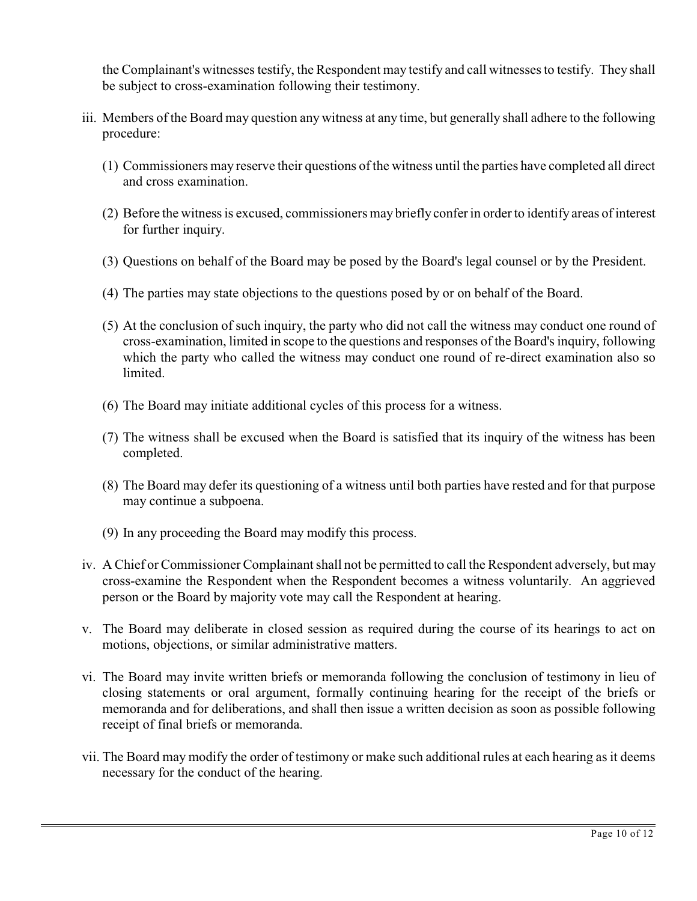the Complainant's witnesses testify, the Respondent may testify and call witnesses to testify. They shall be subject to cross-examination following their testimony.

iii. Members of the Board may question any witness at any time, but generally shall adhere to the following procedure:

   (1) Commissioners may reserve their questions of the witness until the parties have completed all direct and cross examination.

   (2) Before the witness is excused, commissioners may briefly confer in order to identify areas of interest for further inquiry.

   (3) Questions on behalf of the Board may be posed by the Board's legal counsel or by the President.

   (4) The parties may state objections to the questions posed by or on behalf of the Board.

   (5) At the conclusion of such inquiry, the party who did not call the witness may conduct one round of cross-examination, limited in scope to the questions and responses of the Board's inquiry, following which the party who called the witness may conduct one round of re-direct examination also so limited.

   (6) The Board may initiate additional cycles of this process for a witness.

   (7) The witness shall be excused when the Board is satisfied that its inquiry of the witness has been completed.

   (8) The Board may defer its questioning of a witness until both parties have rested and for that purpose may continue a subpoena.

   (9) In any proceeding the Board may modify this process.

iv. A Chief or Commissioner Complainant shall not be permitted to call the Respondent adversely, but may cross-examine the Respondent when the Respondent becomes a witness voluntarily. An aggrieved person or the Board by majority vote may call the Respondent at hearing.

v. The Board may deliberate in closed session as required during the course of its hearings to act on motions, objections, or similar administrative matters.

vi. The Board may invite written briefs or memoranda following the conclusion of testimony in lieu of closing statements or oral argument, formally continuing hearing for the receipt of the briefs or memoranda and for deliberations, and shall then issue a written decision as soon as possible following receipt of final briefs or memoranda.

vii. The Board may modify the order of testimony or make such additional rules at each hearing as it deems necessary for the conduct of the hearing.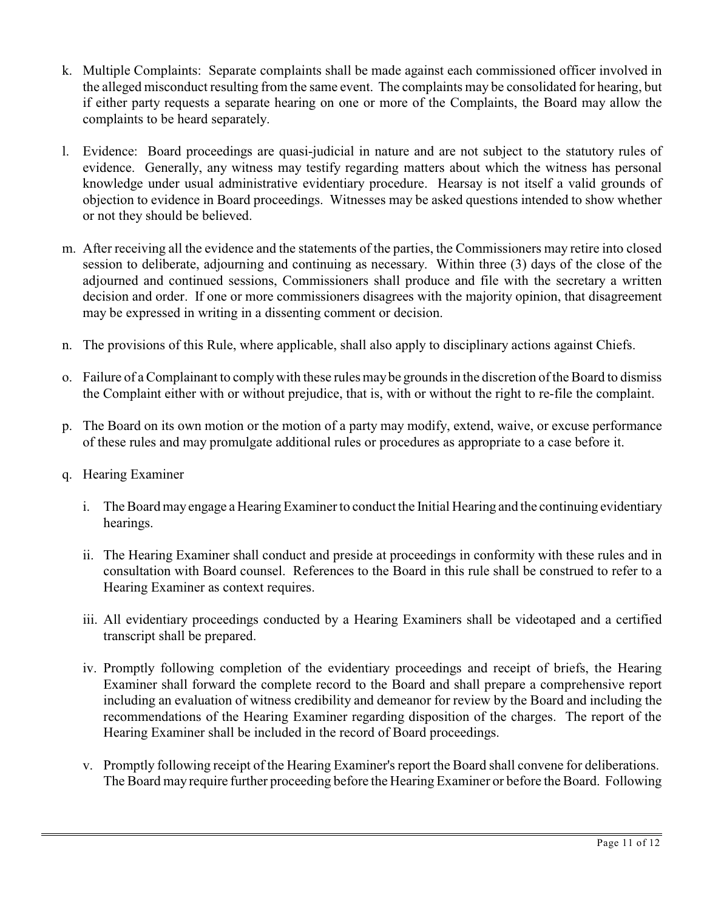k. Multiple Complaints: Separate complaints shall be made against each commissioned officer involved in the alleged misconduct resulting from the same event. The complaints may be consolidated for hearing, but if either party requests a separate hearing on one or more of the Complaints, the Board may allow the complaints to be heard separately.

l. Evidence: Board proceedings are quasi-judicial in nature and are not subject to the statutory rules of evidence. Generally, any witness may testify regarding matters about which the witness has personal knowledge under usual administrative evidentiary procedure. Hearsay is not itself a valid grounds of objection to evidence in Board proceedings. Witnesses may be asked questions intended to show whether or not they should be believed.

m. After receiving all the evidence and the statements of the parties, the Commissioners may retire into closed session to deliberate, adjourning and continuing as necessary. Within three (3) days of the close of the adjourned and continued sessions, Commissioners shall produce and file with the secretary a written decision and order. If one or more commissioners disagrees with the majority opinion, that disagreement may be expressed in writing in a dissenting comment or decision.

n. The provisions of this Rule, where applicable, shall also apply to disciplinary actions against Chiefs.

o. Failure of a Complainant to comply with these rules may be grounds in the discretion of the Board to dismiss the Complaint either with or without prejudice, that is, with or without the right to re-file the complaint.

p. The Board on its own motion or the motion of a party may modify, extend, waive, or excuse performance of these rules and may promulgate additional rules or procedures as appropriate to a case before it.

q. Hearing Examiner

   i. The Board may engage a Hearing Examiner to conduct the Initial Hearing and the continuing evidentiary hearings.

   ii. The Hearing Examiner shall conduct and preside at proceedings in conformity with these rules and in consultation with Board counsel. References to the Board in this rule shall be construed to refer to a Hearing Examiner as context requires.

   iii. All evidentiary proceedings conducted by a Hearing Examiners shall be videotaped and a certified transcript shall be prepared.

   iv. Promptly following completion of the evidentiary proceedings and receipt of briefs, the Hearing Examiner shall forward the complete record to the Board and shall prepare a comprehensive report including an evaluation of witness credibility and demeanor for review by the Board and including the recommendations of the Hearing Examiner regarding disposition of the charges. The report of the Hearing Examiner shall be included in the record of Board proceedings.

   v. Promptly following receipt of the Hearing Examiner's report the Board shall convene for deliberations. The Board may require further proceeding before the Hearing Examiner or before the Board. Following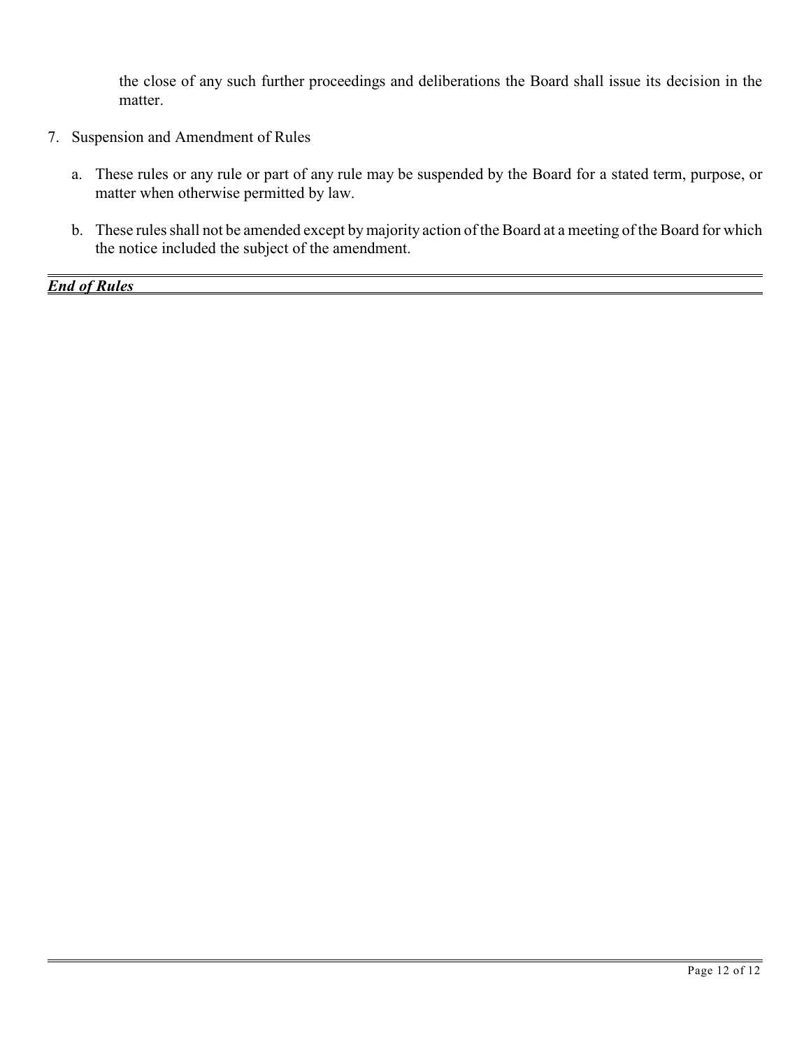the close of any such further proceedings and deliberations the Board shall issue its decision in the matter.

7. Suspension and Amendment of Rules

   a. These rules or any rule or part of any rule may be suspended by the Board for a stated term, purpose, or matter when otherwise permitted by law.

   b. These rules shall not be amended except by majority action of the Board at a meeting of the Board for which the notice included the subject of the amendment.

***End of Rules***